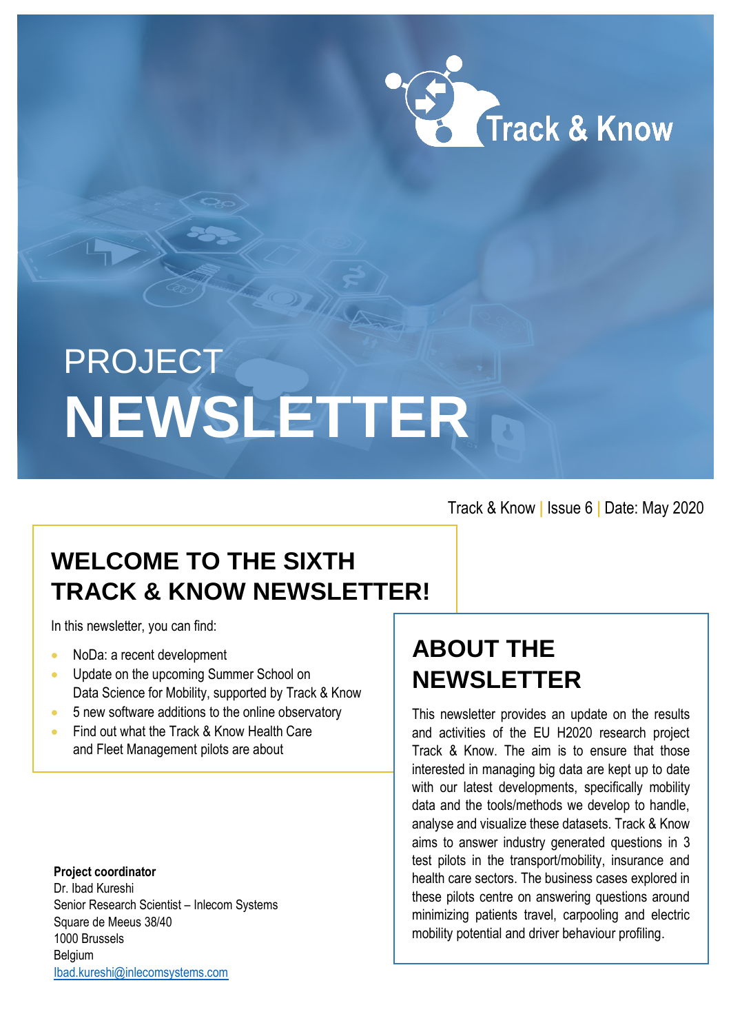Track & Know

# PROJECT NEWSLETTER

Track & Know | Issue 6 | Date: May 2020

## WELCOME TO THE SIXTH TRACK & KNOW NEWSLETTER!

In this newsletter, you can find:

- NoDa: a recent development
- Update on the upcoming Summer School on Data Science for Mobility, supported by Track & Know
- 5 new software additions to the online observatory
- Find out what the Track & Know Health Care and Fleet Management pilots are about

## ABOUT THE NEWSLETTER

This newsletter provides an update on the results and activities of the EU H2020 research project Track & Know. The aim is to ensure that those interested in managing big data are kept up to date with our latest developments, specifically mobility data and the tools/methods we develop to handle, analyse and visualize these datasets. Track & Know aims to answer industry generated questions in 3 test pilots in the transport/mobility, insurance and health care sectors. The business cases explored in these pilots centre on answering questions around minimizing patients travel, carpooling and electric mobility potential and driver behaviour profiling.

**Project coordinator**
Dr. Ibad Kureshi
Senior Research Scientist – Inlecom Systems
Square de Meeus 38/40
1000 Brussels
Belgium
Ibad.kureshi@inlecomsystems.com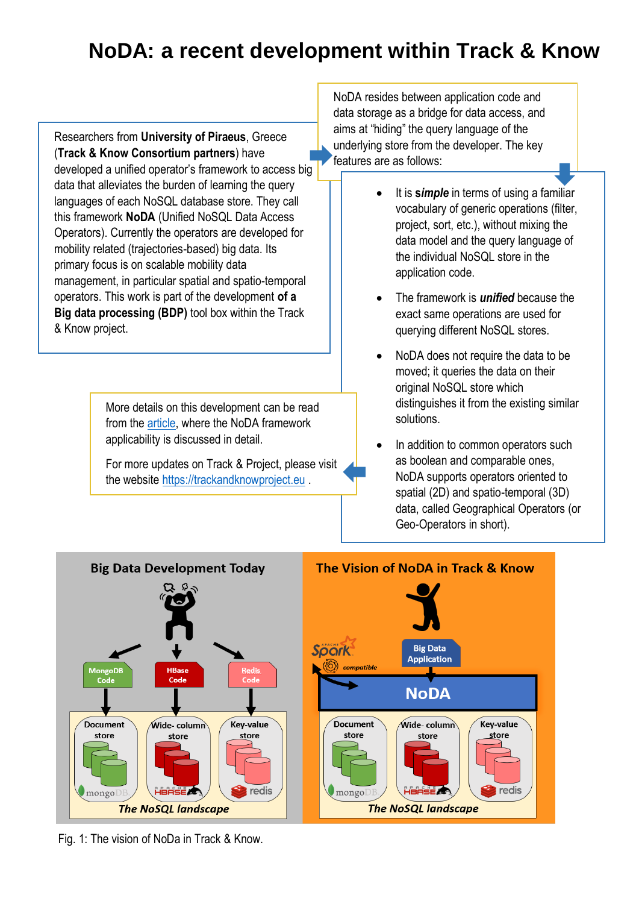# NoDA: a recent development within Track & Know

Researchers from **University of Piraeus**, Greece (**Track & Know Consortium partners**) have developed a unified operator's framework to access big data that alleviates the burden of learning the query languages of each NoSQL database store. They call this framework **NoDA** (Unified NoSQL Data Access Operators). Currently the operators are developed for mobility related (trajectories-based) big data. Its primary focus is on scalable mobility data management, in particular spatial and spatio-temporal operators. This work is part of the development **of a Big data processing (BDP)** tool box within the Track & Know project.

NoDA resides between application code and data storage as a bridge for data access, and aims at "hiding" the query language of the underlying store from the developer. The key features are as follows:

- It is ***simple*** in terms of using a familiar vocabulary of generic operations (filter, project, sort, etc.), without mixing the data model and the query language of the individual NoSQL store in the application code.
- The framework is ***unified*** because the exact same operations are used for querying different NoSQL stores.
- NoDA does not require the data to be moved; it queries the data on their original NoSQL store which distinguishes it from the existing similar solutions.
- In addition to common operators such as boolean and comparable ones, NoDA supports operators oriented to spatial (2D) and spatio-temporal (3D) data, called Geographical Operators (or Geo-Operators in short).

More details on this development can be read from the article, where the NoDA framework applicability is discussed in detail.

For more updates on Track & Project, please visit the website https://trackandknowproject.eu .

Fig. 1: The vision of NoDa in Track & Know.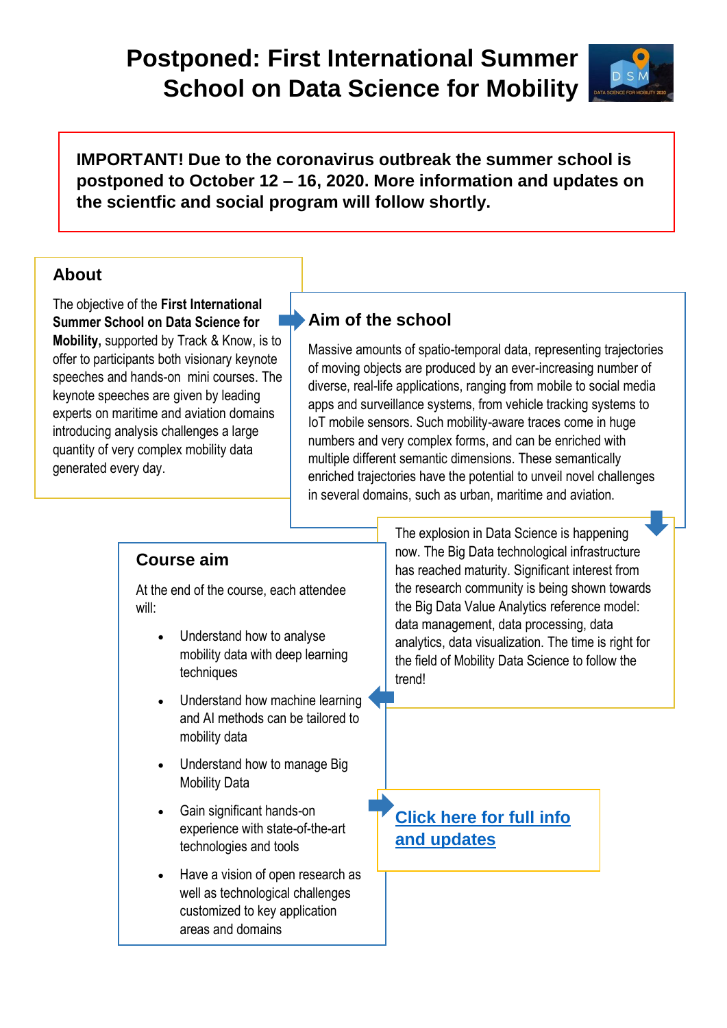# Postponed: First International Summer School on Data Science for Mobility

**IMPORTANT! Due to the coronavirus outbreak the summer school is postponed to October 12 – 16, 2020. More information and updates on the scientfic and social program will follow shortly.**

## About

The objective of the **First International Summer School on Data Science for Mobility,** supported by Track & Know, is to offer to participants both visionary keynote speeches and hands-on mini courses. The keynote speeches are given by leading experts on maritime and aviation domains introducing analysis challenges a large quantity of very complex mobility data generated every day.

## Aim of the school

Massive amounts of spatio-temporal data, representing trajectories of moving objects are produced by an ever-increasing number of diverse, real-life applications, ranging from mobile to social media apps and surveillance systems, from vehicle tracking systems to IoT mobile sensors. Such mobility-aware traces come in huge numbers and very complex forms, and can be enriched with multiple different semantic dimensions. These semantically enriched trajectories have the potential to unveil novel challenges in several domains, such as urban, maritime and aviation.

The explosion in Data Science is happening now. The Big Data technological infrastructure has reached maturity. Significant interest from the research community is being shown towards the Big Data Value Analytics reference model: data management, data processing, data analytics, data visualization. The time is right for the field of Mobility Data Science to follow the trend!

## Course aim

At the end of the course, each attendee will:

- Understand how to analyse mobility data with deep learning techniques
- Understand how machine learning and AI methods can be tailored to mobility data
- Understand how to manage Big Mobility Data
- Gain significant hands-on experience with state-of-the-art technologies and tools
- Have a vision of open research as well as technological challenges customized to key application areas and domains

**Click here for full info and updates**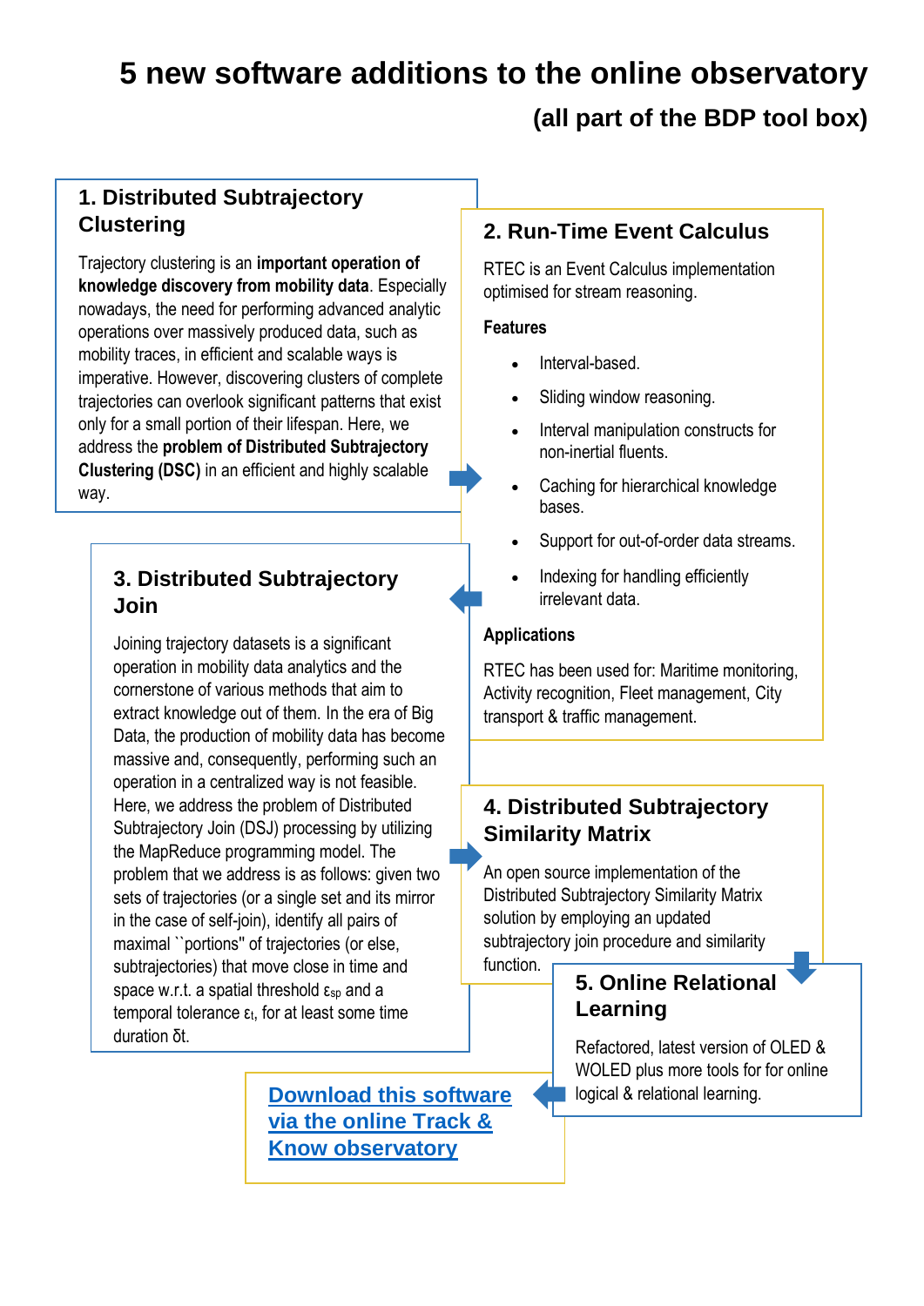# 5 new software additions to the online observatory

## (all part of the BDP tool box)

### 1. Distributed Subtrajectory Clustering

Trajectory clustering is an **important operation of knowledge discovery from mobility data**. Especially nowadays, the need for performing advanced analytic operations over massively produced data, such as mobility traces, in efficient and scalable ways is imperative. However, discovering clusters of complete trajectories can overlook significant patterns that exist only for a small portion of their lifespan. Here, we address the **problem of Distributed Subtrajectory Clustering (DSC)** in an efficient and highly scalable way.

### 2. Run-Time Event Calculus

RTEC is an Event Calculus implementation optimised for stream reasoning.

**Features**

- Interval-based.
- Sliding window reasoning.
- Interval manipulation constructs for non-inertial fluents.
- Caching for hierarchical knowledge bases.
- Support for out-of-order data streams.
- Indexing for handling efficiently irrelevant data.

**Applications**

RTEC has been used for: Maritime monitoring, Activity recognition, Fleet management, City transport & traffic management.

### 3. Distributed Subtrajectory Join

Joining trajectory datasets is a significant operation in mobility data analytics and the cornerstone of various methods that aim to extract knowledge out of them. In the era of Big Data, the production of mobility data has become massive and, consequently, performing such an operation in a centralized way is not feasible. Here, we address the problem of Distributed Subtrajectory Join (DSJ) processing by utilizing the MapReduce programming model. The problem that we address is as follows: given two sets of trajectories (or a single set and its mirror in the case of self-join), identify all pairs of maximal ``portions'' of trajectories (or else, subtrajectories) that move close in time and space w.r.t. a spatial threshold $\varepsilon_{sp}$ and a temporal tolerance $\varepsilon_t$, for at least some time duration $\delta t$.

### 4. Distributed Subtrajectory Similarity Matrix

An open source implementation of the Distributed Subtrajectory Similarity Matrix solution by employing an updated subtrajectory join procedure and similarity function.

### 5. Online Relational Learning

Refactored, latest version of OLED & WOLED plus more tools for for online logical & relational learning.

**[Download this software via the online Track & Know observatory]()**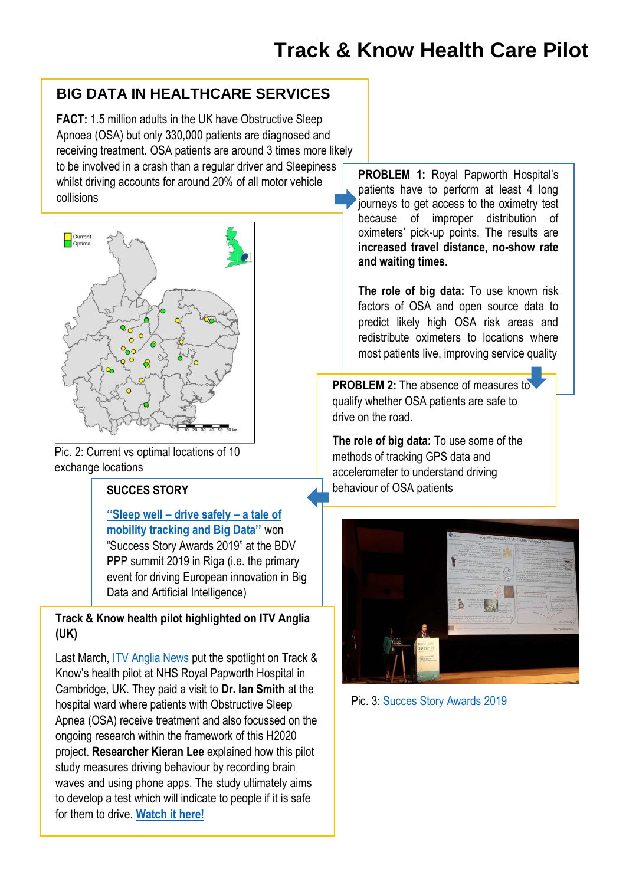# Track & Know Health Care Pilot

## BIG DATA IN HEALTHCARE SERVICES

**FACT:** 1.5 million adults in the UK have Obstructive Sleep Apnoea (OSA) but only 330,000 patients are diagnosed and receiving treatment. OSA patients are around 3 times more likely to be involved in a crash than a regular driver and Sleepiness whilst driving accounts for around 20% of all motor vehicle collisions

**PROBLEM 1:** Royal Papworth Hospital's patients have to perform at least 4 long journeys to get access to the oximetry test because of improper distribution of oximeters' pick-up points. The results are **increased travel distance, no-show rate and waiting times.**

**The role of big data:** To use known risk factors of OSA and open source data to predict likely high OSA risk areas and redistribute oximeters to locations where most patients live, improving service quality

Pic. 2: Current vs optimal locations of 10 exchange locations

**PROBLEM 2:** The absence of measures to qualify whether OSA patients are safe to drive on the road.

**The role of big data:** To use some of the methods of tracking GPS data and accelerometer to understand driving behaviour of OSA patients

**SUCCES STORY**

**"Sleep well – drive safely – a tale of mobility tracking and Big Data"** won "Success Story Awards 2019" at the BDV PPP summit 2019 in Riga (i.e. the primary event for driving European innovation in Big Data and Artificial Intelligence)

Pic. 3: Succes Story Awards 2019

**Track & Know health pilot highlighted on ITV Anglia (UK)**

Last March, ITV Anglia News put the spotlight on Track & Know's health pilot at NHS Royal Papworth Hospital in Cambridge, UK. They paid a visit to **Dr. Ian Smith** at the hospital ward where patients with Obstructive Sleep Apnoea (OSA) receive treatment and also focussed on the ongoing research within the framework of this H2020 project. **Researcher Kieran Lee** explained how this pilot study measures driving behaviour by recording brain waves and using phone apps. The study ultimately aims to develop a test which will indicate to people if it is safe for them to drive. **Watch it here!**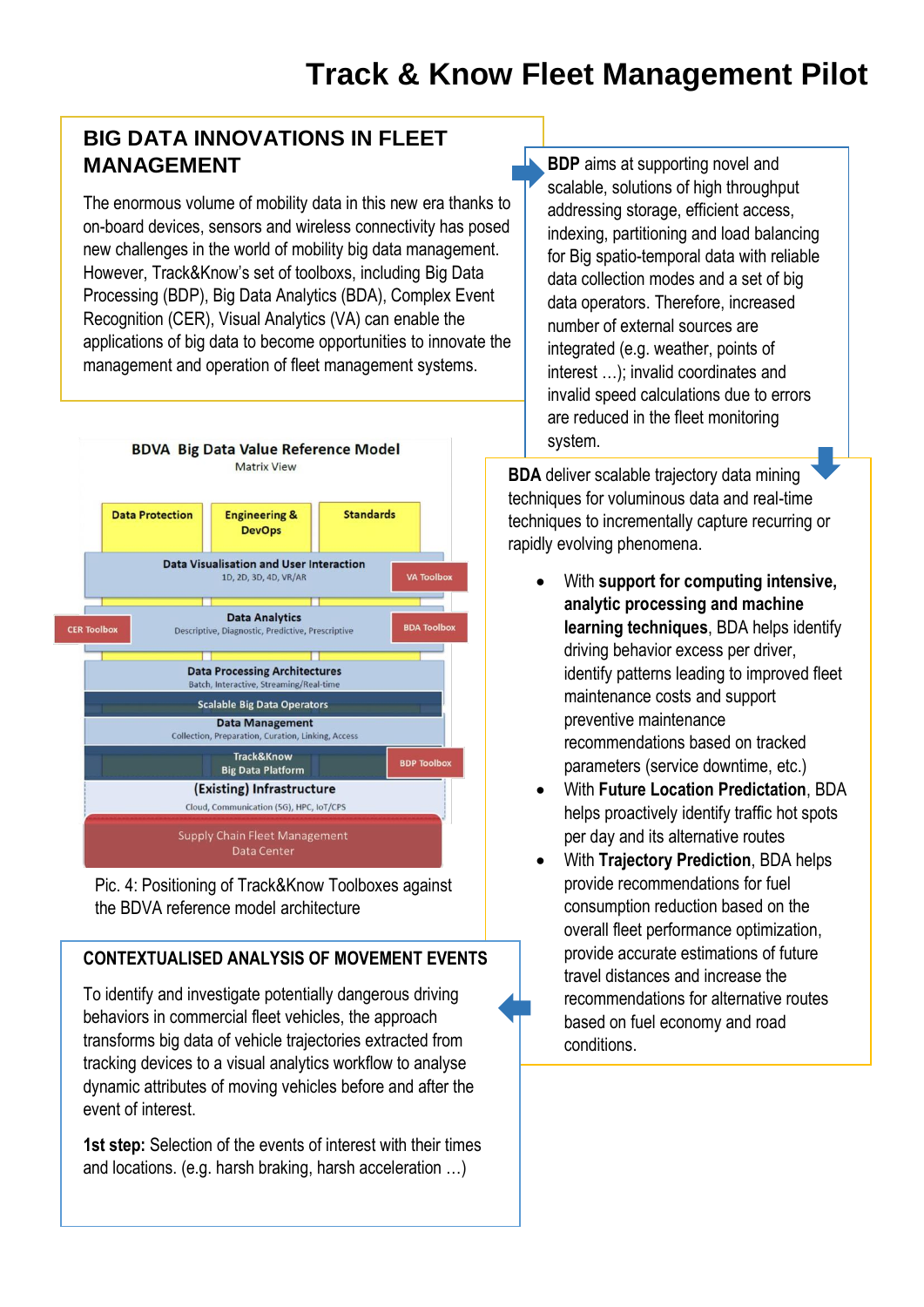# Track & Know Fleet Management Pilot

## BIG DATA INNOVATIONS IN FLEET MANAGEMENT

The enormous volume of mobility data in this new era thanks to on-board devices, sensors and wireless connectivity has posed new challenges in the world of mobility big data management. However, Track&Know's set of toolboxs, including Big Data Processing (BDP), Big Data Analytics (BDA), Complex Event Recognition (CER), Visual Analytics (VA) can enable the applications of big data to become opportunities to innovate the management and operation of fleet management systems.

**BDP** aims at supporting novel and scalable, solutions of high throughput addressing storage, efficient access, indexing, partitioning and load balancing for Big spatio-temporal data with reliable data collection modes and a set of big data operators. Therefore, increased number of external sources are integrated (e.g. weather, points of interest …); invalid coordinates and invalid speed calculations due to errors are reduced in the fleet monitoring system.

**BDA** deliver scalable trajectory data mining techniques for voluminous data and real-time techniques to incrementally capture recurring or rapidly evolving phenomena.

- With **support for computing intensive, analytic processing and machine learning techniques**, BDA helps identify driving behavior excess per driver, identify patterns leading to improved fleet maintenance costs and support preventive maintenance recommendations based on tracked parameters (service downtime, etc.)
- With **Future Location Predictation**, BDA helps proactively identify traffic hot spots per day and its alternative routes
- With **Trajectory Prediction**, BDA helps provide recommendations for fuel consumption reduction based on the overall fleet performance optimization, provide accurate estimations of future travel distances and increase the recommendations for alternative routes based on fuel economy and road conditions.

BDVA Big Data Value Reference Model

Matrix View

Data Protection | Engineering & DevOps | Standards

Data Visualisation and User Interaction (1D, 2D, 3D, 4D, VR/AR) — VA Toolbox

CER Toolbox — Data Analytics (Descriptive, Diagnostic, Predictive, Prescriptive) — BDA Toolbox

Data Processing Architectures (Batch, Interactive, Streaming/Real-time)

Scalable Big Data Operators

Data Management (Collection, Preparation, Curation, Linking, Access)

Track&Know Big Data Platform — BDP Toolbox

(Existing) Infrastructure (Cloud, Communication (5G), HPC, IoT/CPS)

Supply Chain Fleet Management Data Center

Pic. 4: Positioning of Track&Know Toolboxes against the BDVA reference model architecture

## CONTEXTUALISED ANALYSIS OF MOVEMENT EVENTS

To identify and investigate potentially dangerous driving behaviors in commercial fleet vehicles, the approach transforms big data of vehicle trajectories extracted from tracking devices to a visual analytics workflow to analyse dynamic attributes of moving vehicles before and after the event of interest.

**1st step:** Selection of the events of interest with their times and locations. (e.g. harsh braking, harsh acceleration …)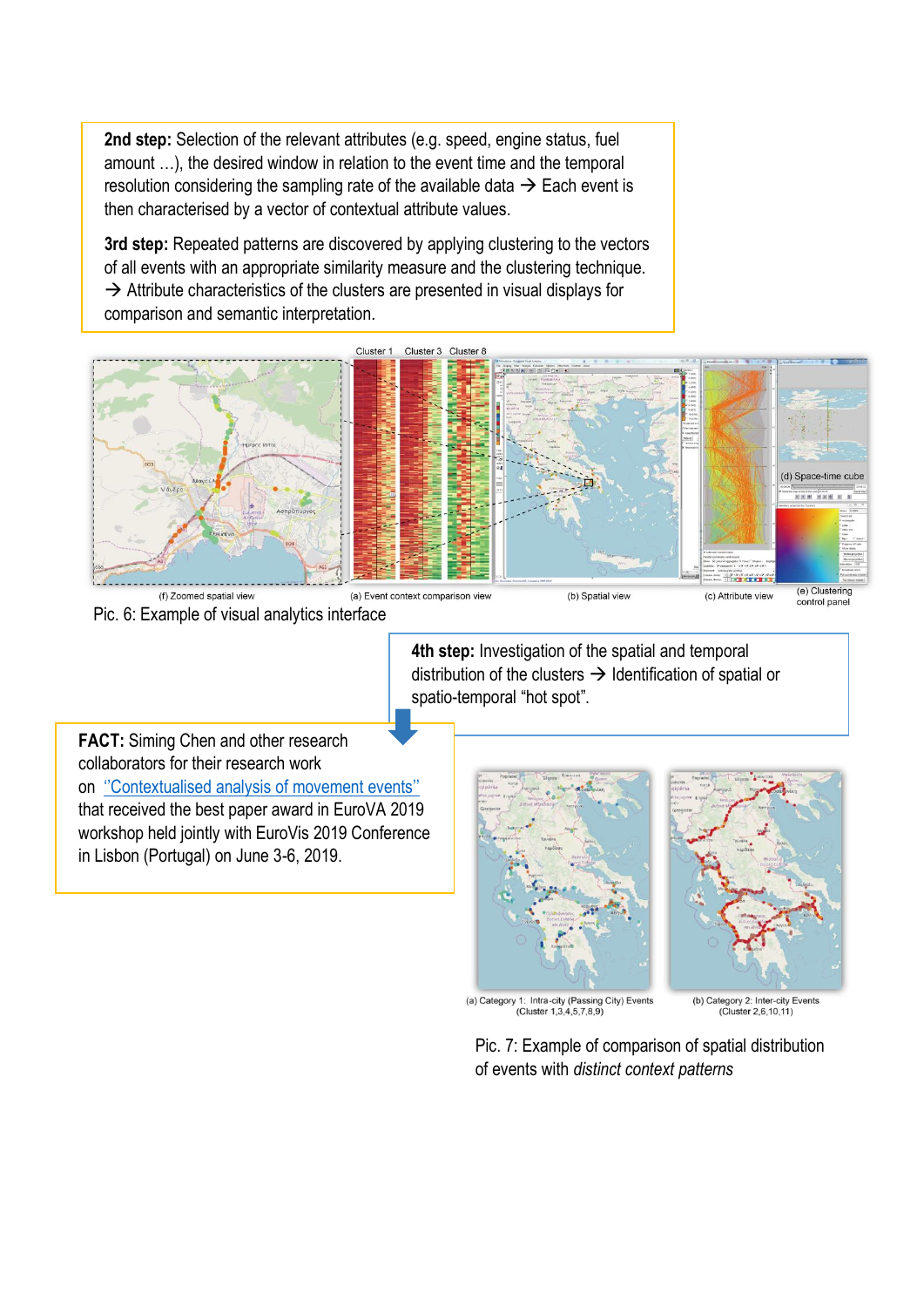**2nd step:** Selection of the relevant attributes (e.g. speed, engine status, fuel amount …), the desired window in relation to the event time and the temporal resolution considering the sampling rate of the available data → Each event is then characterised by a vector of contextual attribute values.

**3rd step:** Repeated patterns are discovered by applying clustering to the vectors of all events with an appropriate similarity measure and the clustering technique. → Attribute characteristics of the clusters are presented in visual displays for comparison and semantic interpretation.

Pic. 6: Example of visual analytics interface

**4th step:** Investigation of the spatial and temporal distribution of the clusters → Identification of spatial or spatio-temporal "hot spot".

**FACT:** Siming Chen and other research collaborators for their research work on ''Contextualised analysis of movement events'' that received the best paper award in EuroVA 2019 workshop held jointly with EuroVis 2019 Conference in Lisbon (Portugal) on June 3-6, 2019.

Pic. 7: Example of comparison of spatial distribution of events with *distinct context patterns*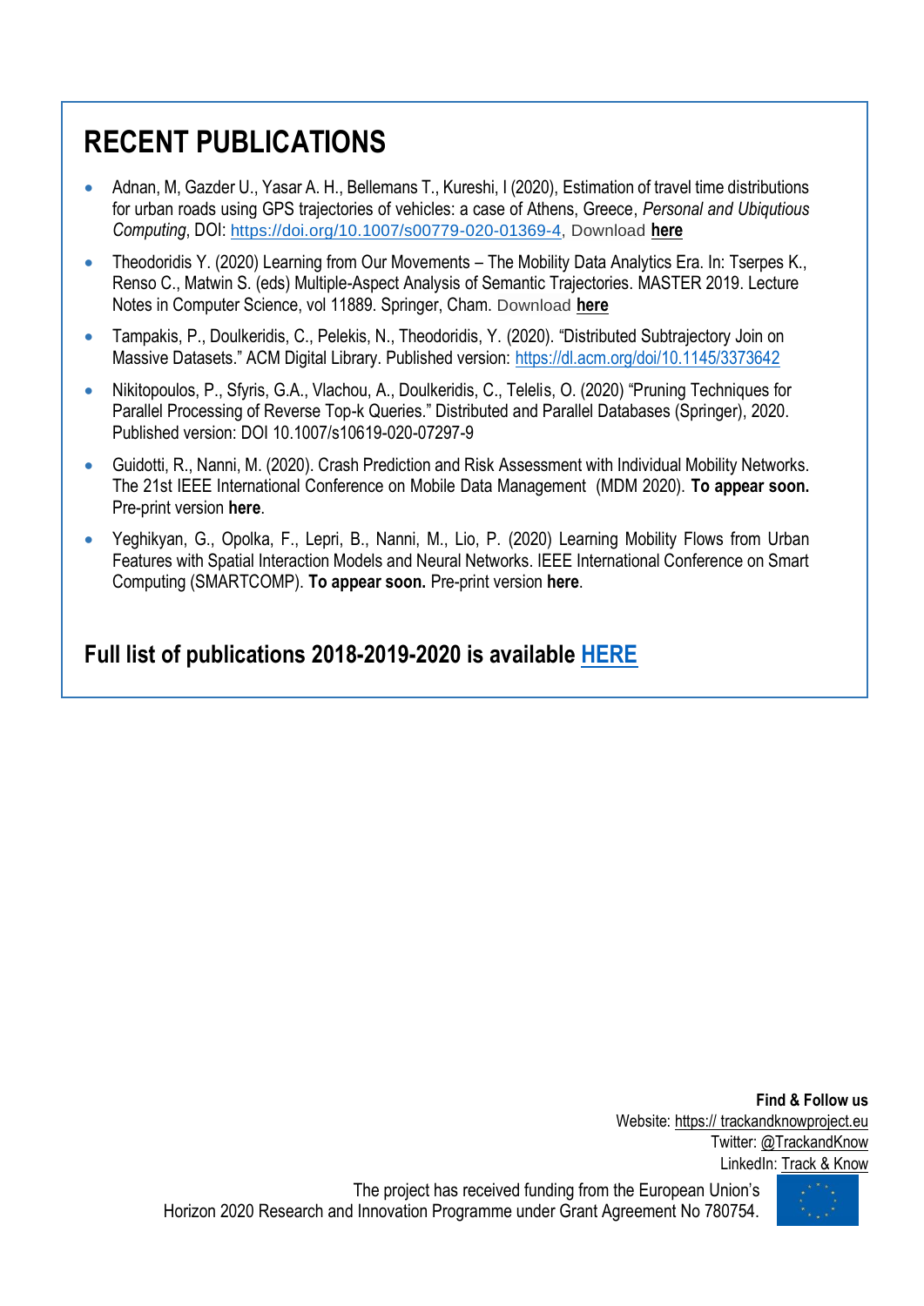# RECENT PUBLICATIONS

- Adnan, M, Gazder U., Yasar A. H., Bellemans T., Kureshi, I (2020), Estimation of travel time distributions for urban roads using GPS trajectories of vehicles: a case of Athens, Greece, *Personal and Ubiquitous Computing*, DOI: https://doi.org/10.1007/s00779-020-01369-4, Download **here**
- Theodoridis Y. (2020) Learning from Our Movements – The Mobility Data Analytics Era. In: Tserpes K., Renso C., Matwin S. (eds) Multiple-Aspect Analysis of Semantic Trajectories. MASTER 2019. Lecture Notes in Computer Science, vol 11889. Springer, Cham. Download **here**
- Tampakis, P., Doulkeridis, C., Pelekis, N., Theodoridis, Y. (2020). "Distributed Subtrajectory Join on Massive Datasets." ACM Digital Library. Published version: https://dl.acm.org/doi/10.1145/3373642
- Nikitopoulos, P., Sfyris, G.A., Vlachou, A., Doulkeridis, C., Telelis, O. (2020) "Pruning Techniques for Parallel Processing of Reverse Top-k Queries." Distributed and Parallel Databases (Springer), 2020. Published version: DOI 10.1007/s10619-020-07297-9
- Guidotti, R., Nanni, M. (2020). Crash Prediction and Risk Assessment with Individual Mobility Networks. The 21st IEEE International Conference on Mobile Data Management (MDM 2020). **To appear soon.** Pre-print version **here**.
- Yeghikyan, G., Opolka, F., Lepri, B., Nanni, M., Lio, P. (2020) Learning Mobility Flows from Urban Features with Spatial Interaction Models and Neural Networks. IEEE International Conference on Smart Computing (SMARTCOMP). **To appear soon.** Pre-print version **here**.

**Full list of publications 2018-2019-2020 is available HERE**

**Find & Follow us**
Website: https:// trackandknowproject.eu
Twitter: @TrackandKnow
LinkedIn: Track & Know

The project has received funding from the European Union's Horizon 2020 Research and Innovation Programme under Grant Agreement No 780754.